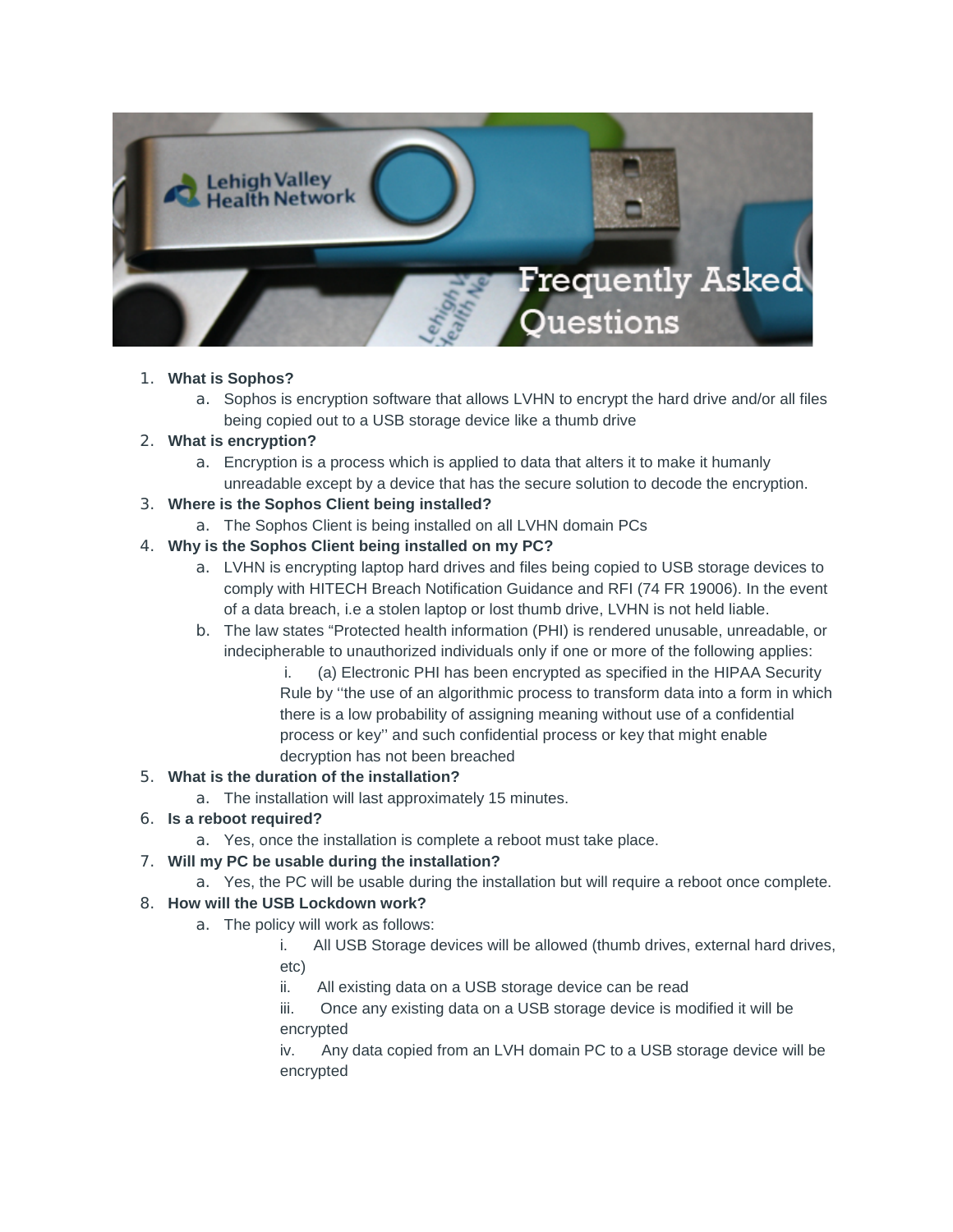1. **What is Sophos?**
    a. Sophos is encryption software that allows LVHN to encrypt the hard drive and/or all files being copied out to a USB storage device like a thumb drive
2. **What is encryption?**
    a. Encryption is a process which is applied to data that alters it to make it humanly unreadable except by a device that has the secure solution to decode the encryption.
3. **Where is the Sophos Client being installed?**
    a. The Sophos Client is being installed on all LVHN domain PCs
4. **Why is the Sophos Client being installed on my PC?**
    a. LVHN is encrypting laptop hard drives and files being copied to USB storage devices to comply with HITECH Breach Notification Guidance and RFI (74 FR 19006). In the event of a data breach, i.e a stolen laptop or lost thumb drive, LVHN is not held liable.
    b. The law states "Protected health information (PHI) is rendered unusable, unreadable, or indecipherable to unauthorized individuals only if one or more of the following applies:
        i. (a) Electronic PHI has been encrypted as specified in the HIPAA Security Rule by ''the use of an algorithmic process to transform data into a form in which there is a low probability of assigning meaning without use of a confidential process or key'' and such confidential process or key that might enable decryption has not been breached
5. **What is the duration of the installation?**
    a. The installation will last approximately 15 minutes.
6. **Is a reboot required?**
    a. Yes, once the installation is complete a reboot must take place.
7. **Will my PC be usable during the installation?**
    a. Yes, the PC will be usable during the installation but will require a reboot once complete.
8. **How will the USB Lockdown work?**
    a. The policy will work as follows:
        i. All USB Storage devices will be allowed (thumb drives, external hard drives, etc)
        ii. All existing data on a USB storage device can be read
        iii. Once any existing data on a USB storage device is modified it will be encrypted
        iv. Any data copied from an LVH domain PC to a USB storage device will be encrypted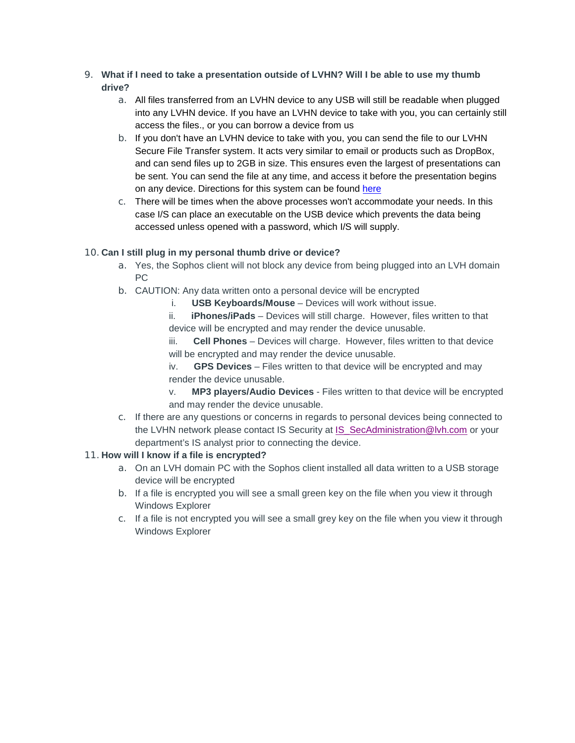9. **What if I need to take a presentation outside of LVHN? Will I be able to use my thumb drive?**
    a. All files transferred from an LVHN device to any USB will still be readable when plugged into any LVHN device. If you have an LVHN device to take with you, you can certainly still access the files., or you can borrow a device from us
    b. If you don't have an LVHN device to take with you, you can send the file to our LVHN Secure File Transfer system. It acts very similar to email or products such as DropBox, and can send files up to 2GB in size. This ensures even the largest of presentations can be sent. You can send the file at any time, and access it before the presentation begins on any device. Directions for this system can be found here
    c. There will be times when the above processes won't accommodate your needs. In this case I/S can place an executable on the USB device which prevents the data being accessed unless opened with a password, which I/S will supply.

10. **Can I still plug in my personal thumb drive or device?**
    a. Yes, the Sophos client will not block any device from being plugged into an LVH domain PC
    b. CAUTION: Any data written onto a personal device will be encrypted
        i. **USB Keyboards/Mouse** – Devices will work without issue.
        ii. **iPhones/iPads** – Devices will still charge. However, files written to that device will be encrypted and may render the device unusable.
        iii. **Cell Phones** – Devices will charge. However, files written to that device will be encrypted and may render the device unusable.
        iv. **GPS Devices** – Files written to that device will be encrypted and may render the device unusable.
        v. **MP3 players/Audio Devices** - Files written to that device will be encrypted and may render the device unusable.
    c. If there are any questions or concerns in regards to personal devices being connected to the LVHN network please contact IS Security at IS_SecAdministration@lvh.com or your department's IS analyst prior to connecting the device.

11. **How will I know if a file is encrypted?**
    a. On an LVH domain PC with the Sophos client installed all data written to a USB storage device will be encrypted
    b. If a file is encrypted you will see a small green key on the file when you view it through Windows Explorer
    c. If a file is not encrypted you will see a small grey key on the file when you view it through Windows Explorer